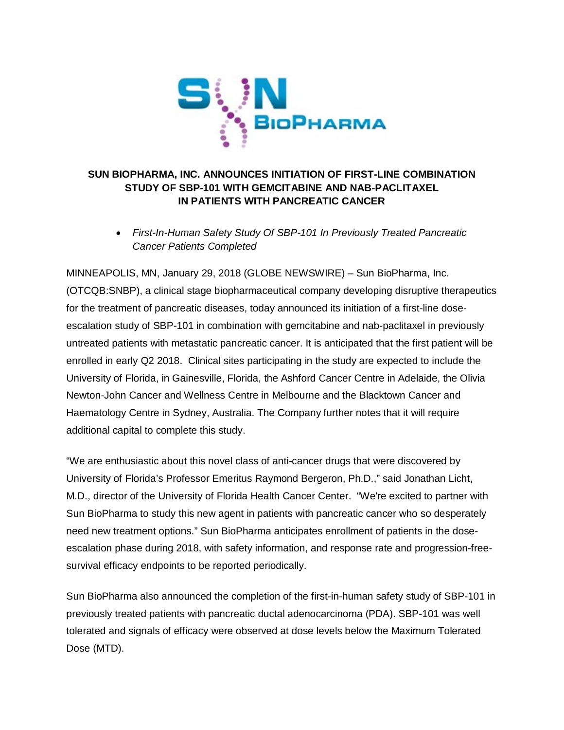# SUN BIOPHARMA, INC. ANNOUNCES INITIATION OF FIRST-LINE COMBINATION STUDY OF SBP-101 WITH GEMCITABINE AND NAB-PACLITAXEL IN PATIENTS WITH PANCREATIC CANCER

- *First-In-Human Safety Study Of SBP-101 In Previously Treated Pancreatic Cancer Patients Completed*

MINNEAPOLIS, MN, January 29, 2018 (GLOBE NEWSWIRE) – Sun BioPharma, Inc. (OTCQB:SNBP), a clinical stage biopharmaceutical company developing disruptive therapeutics for the treatment of pancreatic diseases, today announced its initiation of a first-line dose-escalation study of SBP-101 in combination with gemcitabine and nab-paclitaxel in previously untreated patients with metastatic pancreatic cancer. It is anticipated that the first patient will be enrolled in early Q2 2018. Clinical sites participating in the study are expected to include the University of Florida, in Gainesville, Florida, the Ashford Cancer Centre in Adelaide, the Olivia Newton-John Cancer and Wellness Centre in Melbourne and the Blacktown Cancer and Haematology Centre in Sydney, Australia. The Company further notes that it will require additional capital to complete this study.

"We are enthusiastic about this novel class of anti-cancer drugs that were discovered by University of Florida's Professor Emeritus Raymond Bergeron, Ph.D.," said Jonathan Licht, M.D., director of the University of Florida Health Cancer Center. "We're excited to partner with Sun BioPharma to study this new agent in patients with pancreatic cancer who so desperately need new treatment options." Sun BioPharma anticipates enrollment of patients in the dose-escalation phase during 2018, with safety information, and response rate and progression-free-survival efficacy endpoints to be reported periodically.

Sun BioPharma also announced the completion of the first-in-human safety study of SBP-101 in previously treated patients with pancreatic ductal adenocarcinoma (PDA). SBP-101 was well tolerated and signals of efficacy were observed at dose levels below the Maximum Tolerated Dose (MTD).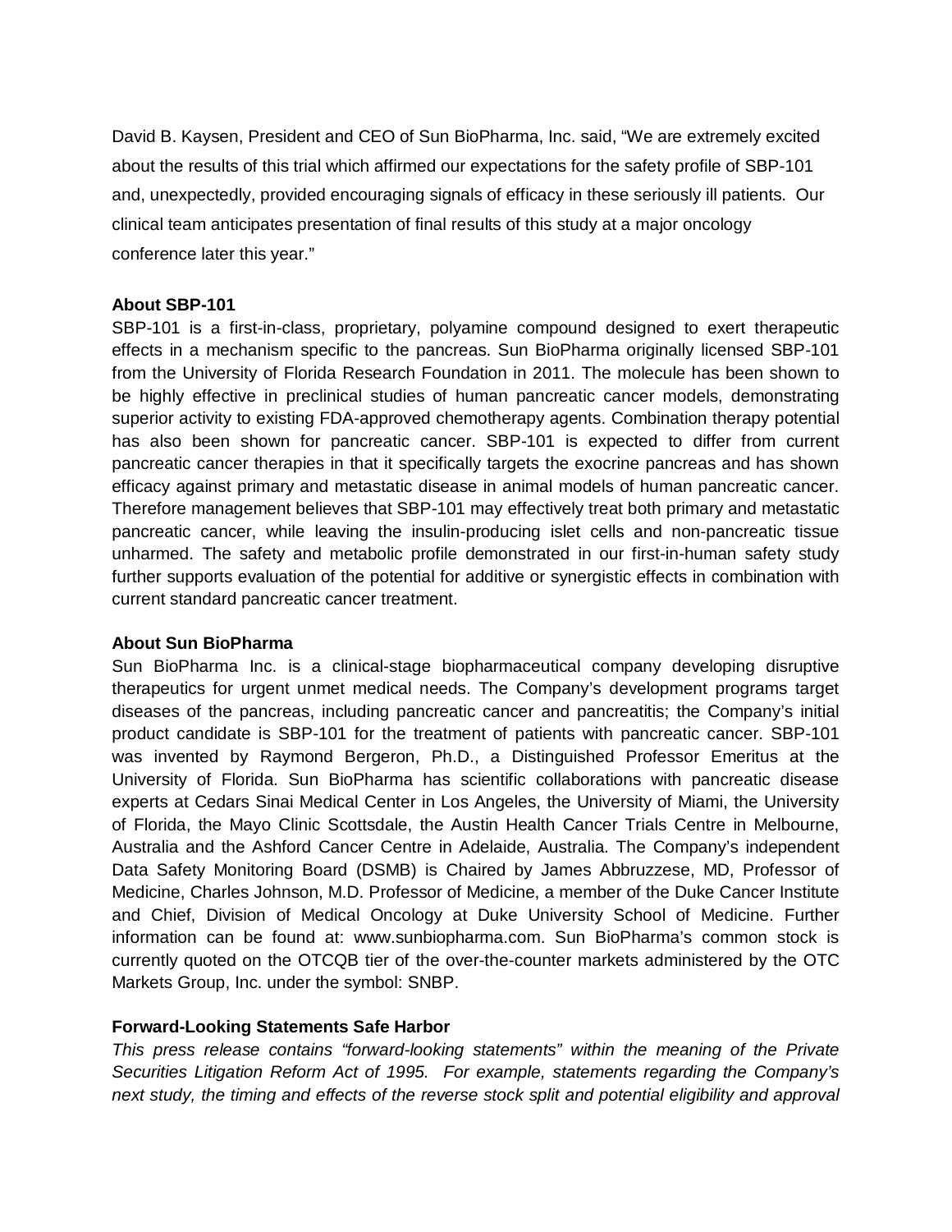David B. Kaysen, President and CEO of Sun BioPharma, Inc. said, "We are extremely excited about the results of this trial which affirmed our expectations for the safety profile of SBP-101 and, unexpectedly, provided encouraging signals of efficacy in these seriously ill patients. Our clinical team anticipates presentation of final results of this study at a major oncology conference later this year."

**About SBP-101**

SBP-101 is a first-in-class, proprietary, polyamine compound designed to exert therapeutic effects in a mechanism specific to the pancreas. Sun BioPharma originally licensed SBP-101 from the University of Florida Research Foundation in 2011. The molecule has been shown to be highly effective in preclinical studies of human pancreatic cancer models, demonstrating superior activity to existing FDA-approved chemotherapy agents. Combination therapy potential has also been shown for pancreatic cancer. SBP-101 is expected to differ from current pancreatic cancer therapies in that it specifically targets the exocrine pancreas and has shown efficacy against primary and metastatic disease in animal models of human pancreatic cancer. Therefore management believes that SBP-101 may effectively treat both primary and metastatic pancreatic cancer, while leaving the insulin-producing islet cells and non-pancreatic tissue unharmed. The safety and metabolic profile demonstrated in our first-in-human safety study further supports evaluation of the potential for additive or synergistic effects in combination with current standard pancreatic cancer treatment.

**About Sun BioPharma**

Sun BioPharma Inc. is a clinical-stage biopharmaceutical company developing disruptive therapeutics for urgent unmet medical needs. The Company's development programs target diseases of the pancreas, including pancreatic cancer and pancreatitis; the Company's initial product candidate is SBP-101 for the treatment of patients with pancreatic cancer. SBP-101 was invented by Raymond Bergeron, Ph.D., a Distinguished Professor Emeritus at the University of Florida. Sun BioPharma has scientific collaborations with pancreatic disease experts at Cedars Sinai Medical Center in Los Angeles, the University of Miami, the University of Florida, the Mayo Clinic Scottsdale, the Austin Health Cancer Trials Centre in Melbourne, Australia and the Ashford Cancer Centre in Adelaide, Australia. The Company's independent Data Safety Monitoring Board (DSMB) is Chaired by James Abbruzzese, MD, Professor of Medicine, Charles Johnson, M.D. Professor of Medicine, a member of the Duke Cancer Institute and Chief, Division of Medical Oncology at Duke University School of Medicine. Further information can be found at: www.sunbiopharma.com. Sun BioPharma's common stock is currently quoted on the OTCQB tier of the over-the-counter markets administered by the OTC Markets Group, Inc. under the symbol: SNBP.

**Forward-Looking Statements Safe Harbor**

*This press release contains "forward-looking statements" within the meaning of the Private Securities Litigation Reform Act of 1995. For example, statements regarding the Company's next study, the timing and effects of the reverse stock split and potential eligibility and approval*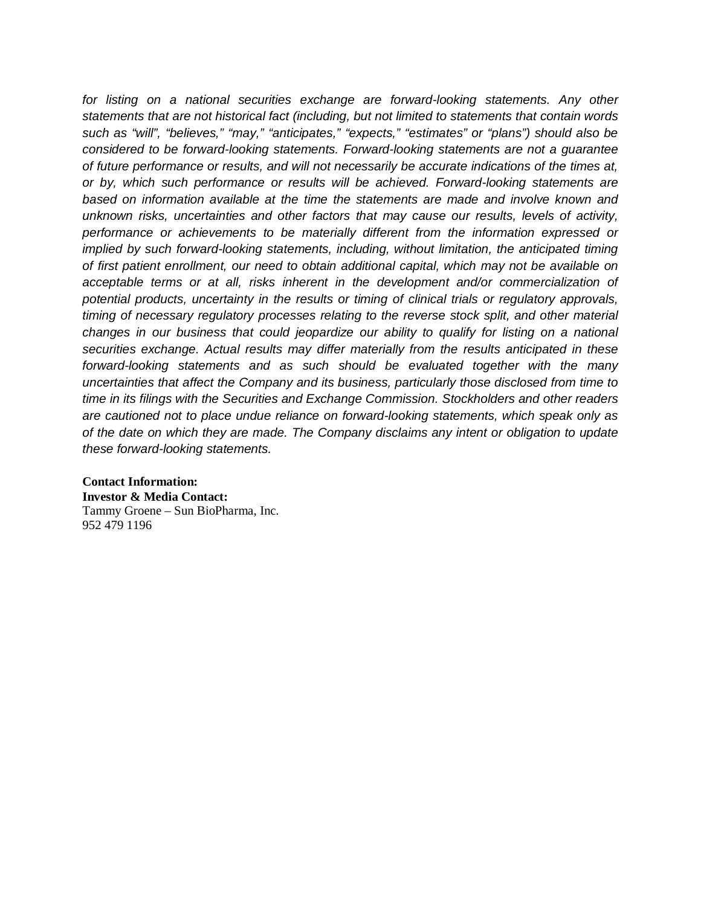*for listing on a national securities exchange are forward-looking statements. Any other statements that are not historical fact (including, but not limited to statements that contain words such as “will”, “believes,” “may,” “anticipates,” “expects,” “estimates” or “plans”) should also be considered to be forward-looking statements. Forward-looking statements are not a guarantee of future performance or results, and will not necessarily be accurate indications of the times at, or by, which such performance or results will be achieved. Forward-looking statements are based on information available at the time the statements are made and involve known and unknown risks, uncertainties and other factors that may cause our results, levels of activity, performance or achievements to be materially different from the information expressed or implied by such forward-looking statements, including, without limitation, the anticipated timing of first patient enrollment, our need to obtain additional capital, which may not be available on acceptable terms or at all, risks inherent in the development and/or commercialization of potential products, uncertainty in the results or timing of clinical trials or regulatory approvals, timing of necessary regulatory processes relating to the reverse stock split, and other material changes in our business that could jeopardize our ability to qualify for listing on a national securities exchange. Actual results may differ materially from the results anticipated in these forward-looking statements and as such should be evaluated together with the many uncertainties that affect the Company and its business, particularly those disclosed from time to time in its filings with the Securities and Exchange Commission. Stockholders and other readers are cautioned not to place undue reliance on forward-looking statements, which speak only as of the date on which they are made. The Company disclaims any intent or obligation to update these forward-looking statements.*

**Contact Information:**
**Investor & Media Contact:**
Tammy Groene – Sun BioPharma, Inc.
952 479 1196